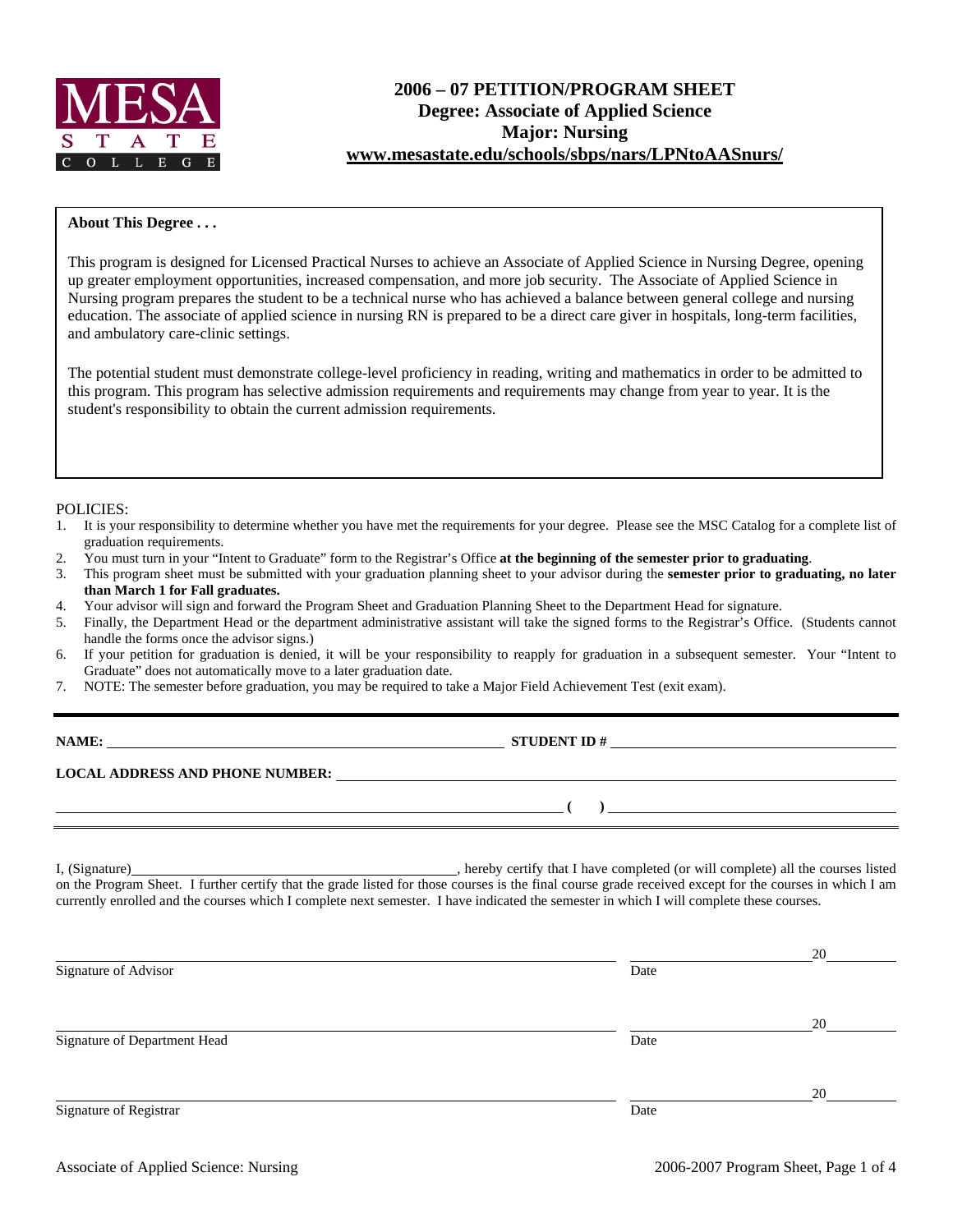MESA STATE COLLEGE

# 2006 – 07 PETITION/PROGRAM SHEET
## Degree: Associate of Applied Science
## Major: Nursing
**www.mesastate.edu/schools/sbps/nars/LPNtoAASnurs/**

**About This Degree . . .**

This program is designed for Licensed Practical Nurses to achieve an Associate of Applied Science in Nursing Degree, opening up greater employment opportunities, increased compensation, and more job security. The Associate of Applied Science in Nursing program prepares the student to be a technical nurse who has achieved a balance between general college and nursing education. The associate of applied science in nursing RN is prepared to be a direct care giver in hospitals, long-term facilities, and ambulatory care-clinic settings.

The potential student must demonstrate college-level proficiency in reading, writing and mathematics in order to be admitted to this program. This program has selective admission requirements and requirements may change from year to year. It is the student's responsibility to obtain the current admission requirements.

POLICIES:

1. It is your responsibility to determine whether you have met the requirements for your degree. Please see the MSC Catalog for a complete list of graduation requirements.
2. You must turn in your "Intent to Graduate" form to the Registrar's Office **at the beginning of the semester prior to graduating**.
3. This program sheet must be submitted with your graduation planning sheet to your advisor during the **semester prior to graduating, no later than March 1 for Fall graduates.**
4. Your advisor will sign and forward the Program Sheet and Graduation Planning Sheet to the Department Head for signature.
5. Finally, the Department Head or the department administrative assistant will take the signed forms to the Registrar's Office. (Students cannot handle the forms once the advisor signs.)
6. If your petition for graduation is denied, it will be your responsibility to reapply for graduation in a subsequent semester. Your "Intent to Graduate" does not automatically move to a later graduation date.
7. NOTE: The semester before graduation, you may be required to take a Major Field Achievement Test (exit exam).

---

**NAME:** ______________________________ **STUDENT ID #** ______________________________

**LOCAL ADDRESS AND PHONE NUMBER:** ______________________________

______________________________ **(    )** ______________________________

---

I, (Signature)______________________________, hereby certify that I have completed (or will complete) all the courses listed on the Program Sheet. I further certify that the grade listed for those courses is the final course grade received except for the courses in which I am currently enrolled and the courses which I complete next semester. I have indicated the semester in which I will complete these courses.

______________________________ ______________ 20______
Signature of Advisor Date

______________________________ ______________ 20______
Signature of Department Head Date

______________________________ ______________ 20______
Signature of Registrar Date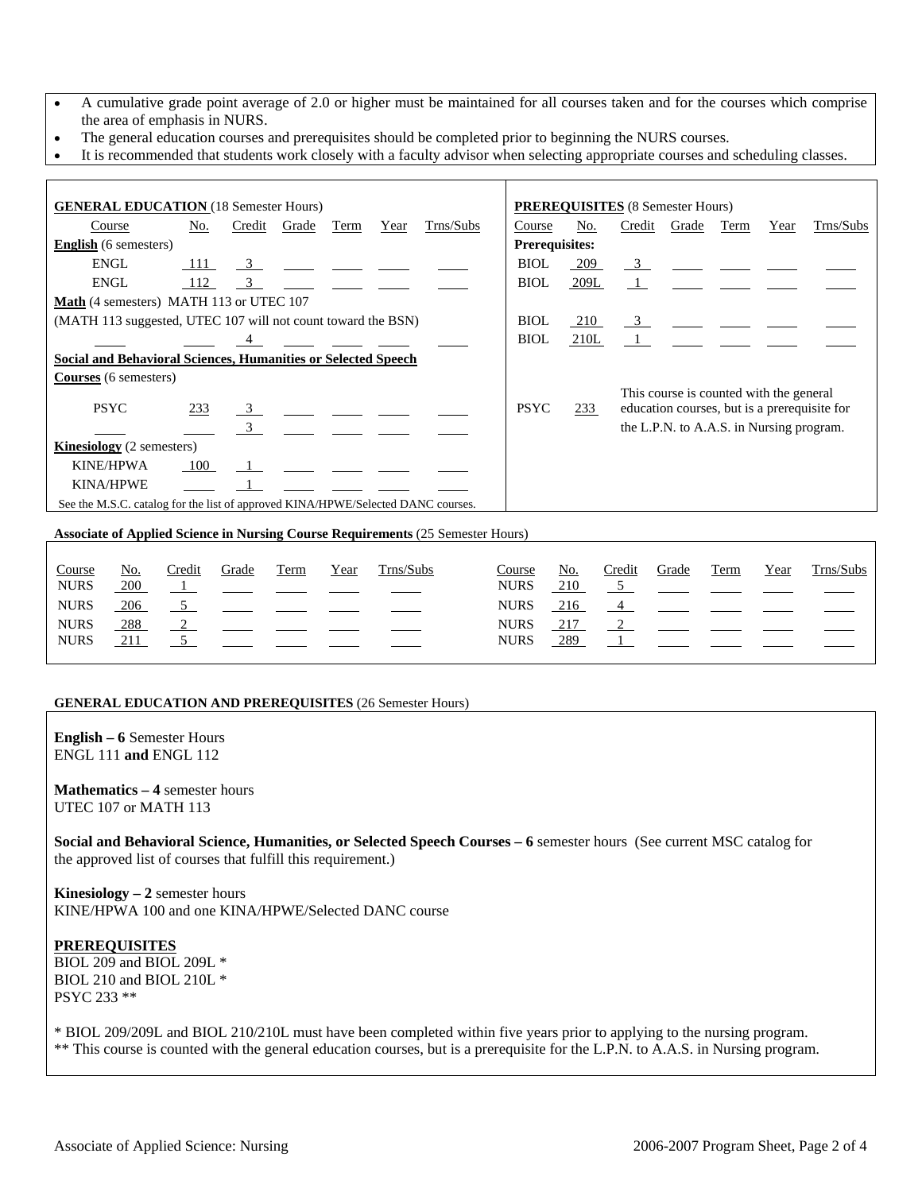- A cumulative grade point average of 2.0 or higher must be maintained for all courses taken and for the courses which comprise the area of emphasis in NURS.
- The general education courses and prerequisites should be completed prior to beginning the NURS courses.
- It is recommended that students work closely with a faculty advisor when selecting appropriate courses and scheduling classes.

**GENERAL EDUCATION** (18 Semester Hours)

| Course | No. | Credit | Grade | Term | Year | Trns/Subs |
|---|---|---|---|---|---|---|
| **English** (6 semesters) | | | | | | |
| ENGL | 111 | 3 | | | | |
| ENGL | 112 | 3 | | | | |
| **Math** (4 semesters) MATH 113 or UTEC 107 (MATH 113 suggested, UTEC 107 will not count toward the BSN) | | | | | | |
| | | 4 | | | | |
| **Social and Behavioral Sciences, Humanities or Selected Speech Courses** (6 semesters) | | | | | | |
| PSYC | 233 | 3 | | | | |
| | | 3 | | | | |
| **Kinesiology** (2 semesters) | | | | | | |
| KINE/HPWA | 100 | 1 | | | | |
| KINA/HPWE | | 1 | | | | |

See the M.S.C. catalog for the list of approved KINA/HPWE/Selected DANC courses.

**PREREQUISITES** (8 Semester Hours)

| Course | No. | Credit | Grade | Term | Year | Trns/Subs |
|---|---|---|---|---|---|---|
| **Prerequisites:** | | | | | | |
| BIOL | 209 | 3 | | | | |
| BIOL | 209L | 1 | | | | |
| BIOL | 210 | 3 | | | | |
| BIOL | 210L | 1 | | | | |
| PSYC | 233 | This course is counted with the general education courses, but is a prerequisite for the L.P.N. to A.A.S. in Nursing program. | | | | |

**Associate of Applied Science in Nursing Course Requirements** (25 Semester Hours)

| Course | No. | Credit | Grade | Term | Year | Trns/Subs | Course | No. | Credit | Grade | Term | Year | Trns/Subs |
|---|---|---|---|---|---|---|---|---|---|---|---|---|---|
| NURS | 200 | 1 | | | | | NURS | 210 | 5 | | | | |
| NURS | 206 | 5 | | | | | NURS | 216 | 4 | | | | |
| NURS | 288 | 2 | | | | | NURS | 217 | 2 | | | | |
| NURS | 211 | 5 | | | | | NURS | 289 | 1 | | | | |

**GENERAL EDUCATION AND PREREQUISITES** (26 Semester Hours)

**English – 6** Semester Hours
ENGL 111 **and** ENGL 112

**Mathematics – 4** semester hours
UTEC 107 or MATH 113

**Social and Behavioral Science, Humanities, or Selected Speech Courses – 6** semester hours (See current MSC catalog for the approved list of courses that fulfill this requirement.)

**Kinesiology – 2** semester hours
KINE/HPWA 100 and one KINA/HPWE/Selected DANC course

**PREREQUISITES**
BIOL 209 and BIOL 209L *
BIOL 210 and BIOL 210L *
PSYC 233 **

* BIOL 209/209L and BIOL 210/210L must have been completed within five years prior to applying to the nursing program.
** This course is counted with the general education courses, but is a prerequisite for the L.P.N. to A.A.S. in Nursing program.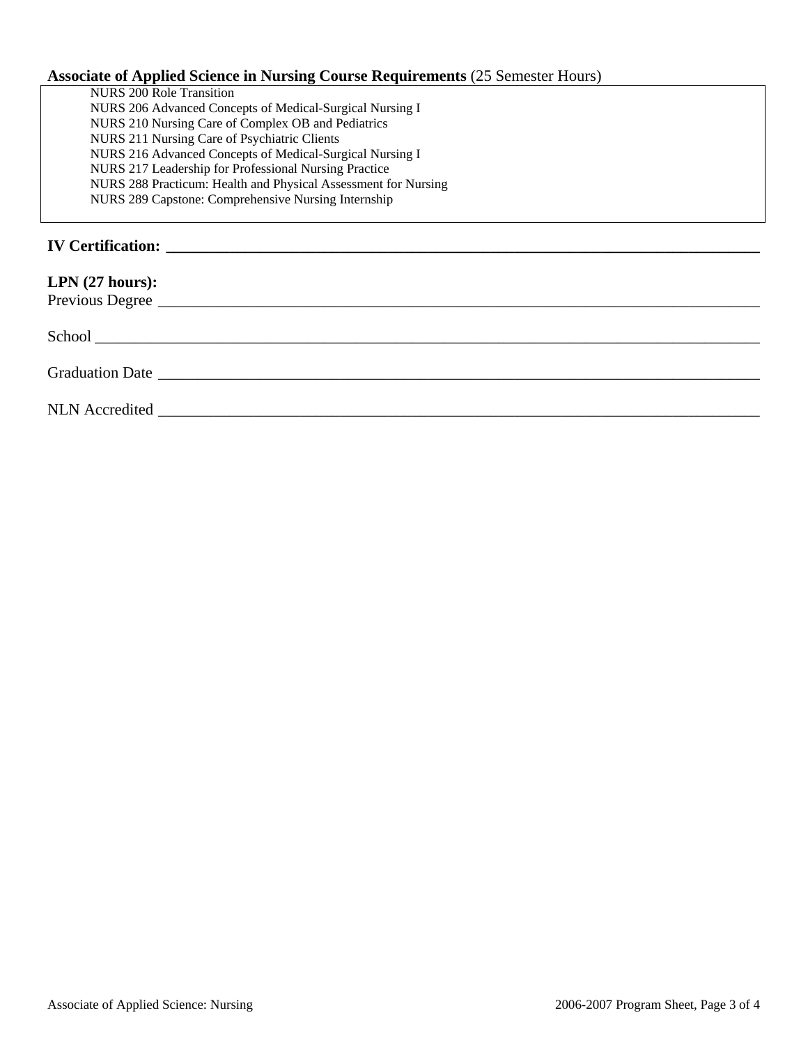**Associate of Applied Science in Nursing Course Requirements** (25 Semester Hours)

- NURS 200 Role Transition
- NURS 206 Advanced Concepts of Medical-Surgical Nursing I
- NURS 210 Nursing Care of Complex OB and Pediatrics
- NURS 211 Nursing Care of Psychiatric Clients
- NURS 216 Advanced Concepts of Medical-Surgical Nursing I
- NURS 217 Leadership for Professional Nursing Practice
- NURS 288 Practicum: Health and Physical Assessment for Nursing
- NURS 289 Capstone: Comprehensive Nursing Internship

**IV Certification:** ______________________________________________________________________

**LPN (27 hours):**

Previous Degree ____________________________________________________________________

School ___________________________________________________________________________

Graduation Date ____________________________________________________________________

NLN Accredited ____________________________________________________________________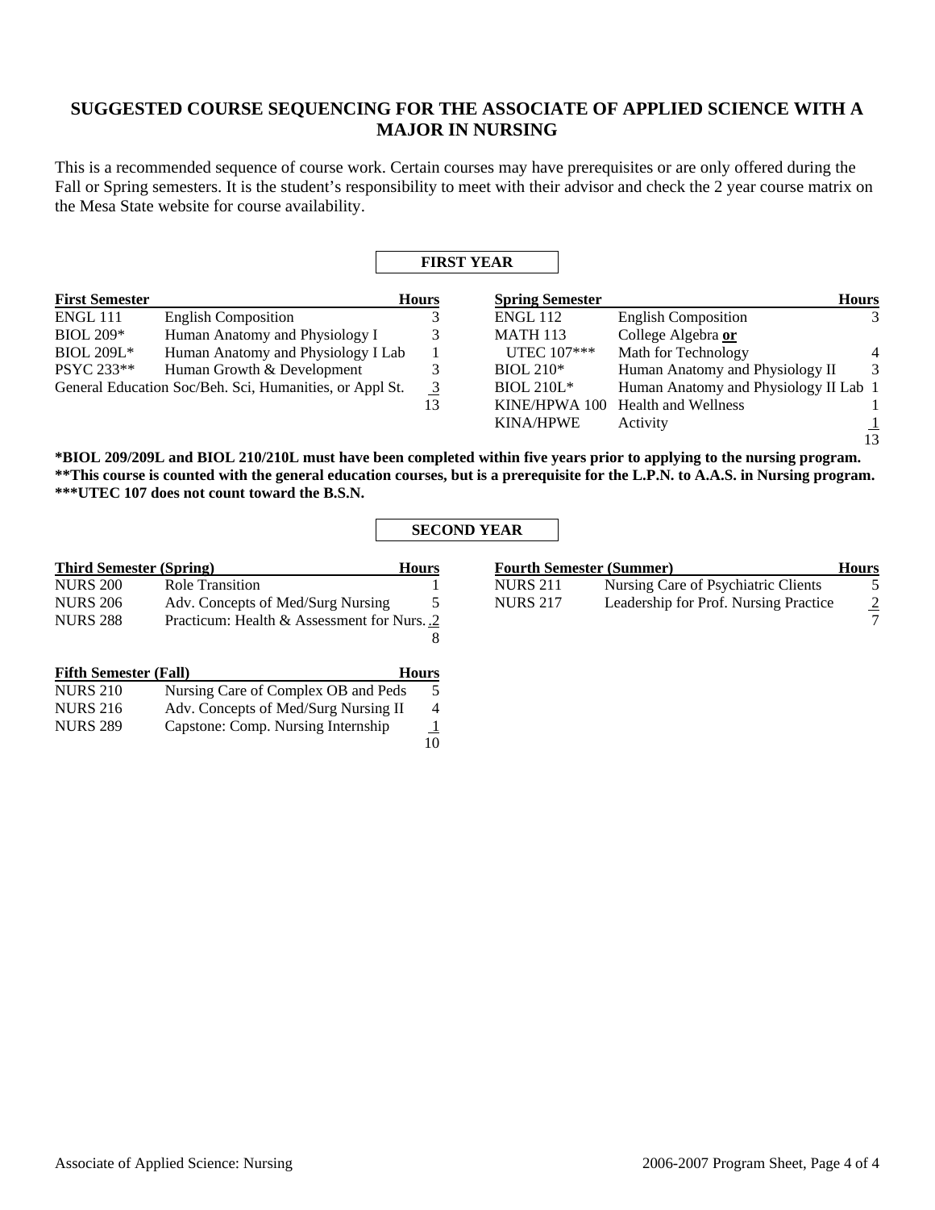## SUGGESTED COURSE SEQUENCING FOR THE ASSOCIATE OF APPLIED SCIENCE WITH A MAJOR IN NURSING

This is a recommended sequence of course work. Certain courses may have prerequisites or are only offered during the Fall or Spring semesters. It is the student's responsibility to meet with their advisor and check the 2 year course matrix on the Mesa State website for course availability.

### FIRST YEAR

| First Semester | | Hours |
|---|---|---|
| ENGL 111 | English Composition | 3 |
| BIOL 209* | Human Anatomy and Physiology I | 3 |
| BIOL 209L* | Human Anatomy and Physiology I Lab | 1 |
| PSYC 233** | Human Growth & Development | 3 |
| General Education Soc/Beh. Sci, Humanities, or Appl St. | | 3 |
| | | 13 |

| Spring Semester | | Hours |
|---|---|---|
| ENGL 112 | English Composition | 3 |
| MATH 113 | College Algebra **or** | |
| UTEC 107*** | Math for Technology | 4 |
| BIOL 210* | Human Anatomy and Physiology II | 3 |
| BIOL 210L* | Human Anatomy and Physiology II Lab | 1 |
| KINE/HPWA 100 | Health and Wellness | 1 |
| KINA/HPWE | Activity | 1 |
| | | 13 |

**\*BIOL 209/209L and BIOL 210/210L must have been completed within five years prior to applying to the nursing program.**
**\*\*This course is counted with the general education courses, but is a prerequisite for the L.P.N. to A.A.S. in Nursing program.**
**\*\*\*UTEC 107 does not count toward the B.S.N.**

### SECOND YEAR

| Third Semester (Spring) | | Hours |
|---|---|---|
| NURS 200 | Role Transition | 1 |
| NURS 206 | Adv. Concepts of Med/Surg Nursing | 5 |
| NURS 288 | Practicum: Health & Assessment for Nurs. | 2 |
| | | 8 |

| Fourth Semester (Summer) | | Hours |
|---|---|---|
| NURS 211 | Nursing Care of Psychiatric Clients | 5 |
| NURS 217 | Leadership for Prof. Nursing Practice | 2 |
| | | 7 |

| Fifth Semester (Fall) | | Hours |
|---|---|---|
| NURS 210 | Nursing Care of Complex OB and Peds | 5 |
| NURS 216 | Adv. Concepts of Med/Surg Nursing II | 4 |
| NURS 289 | Capstone: Comp. Nursing Internship | 1 |
| | | 10 |